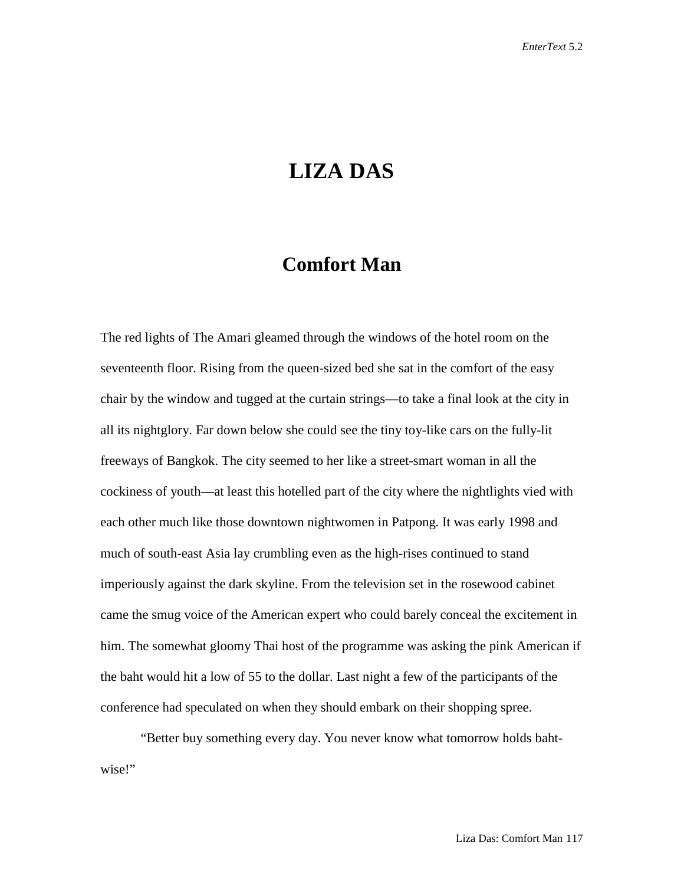# LIZA DAS

## Comfort Man

The red lights of The Amari gleamed through the windows of the hotel room on the seventeenth floor. Rising from the queen-sized bed she sat in the comfort of the easy chair by the window and tugged at the curtain strings—to take a final look at the city in all its nightglory. Far down below she could see the tiny toy-like cars on the fully-lit freeways of Bangkok. The city seemed to her like a street-smart woman in all the cockiness of youth—at least this hotelled part of the city where the nightlights vied with each other much like those downtown nightwomen in Patpong. It was early 1998 and much of south-east Asia lay crumbling even as the high-rises continued to stand imperiously against the dark skyline. From the television set in the rosewood cabinet came the smug voice of the American expert who could barely conceal the excitement in him. The somewhat gloomy Thai host of the programme was asking the pink American if the baht would hit a low of 55 to the dollar. Last night a few of the participants of the conference had speculated on when they should embark on their shopping spree.

"Better buy something every day. You never know what tomorrow holds baht-wise!"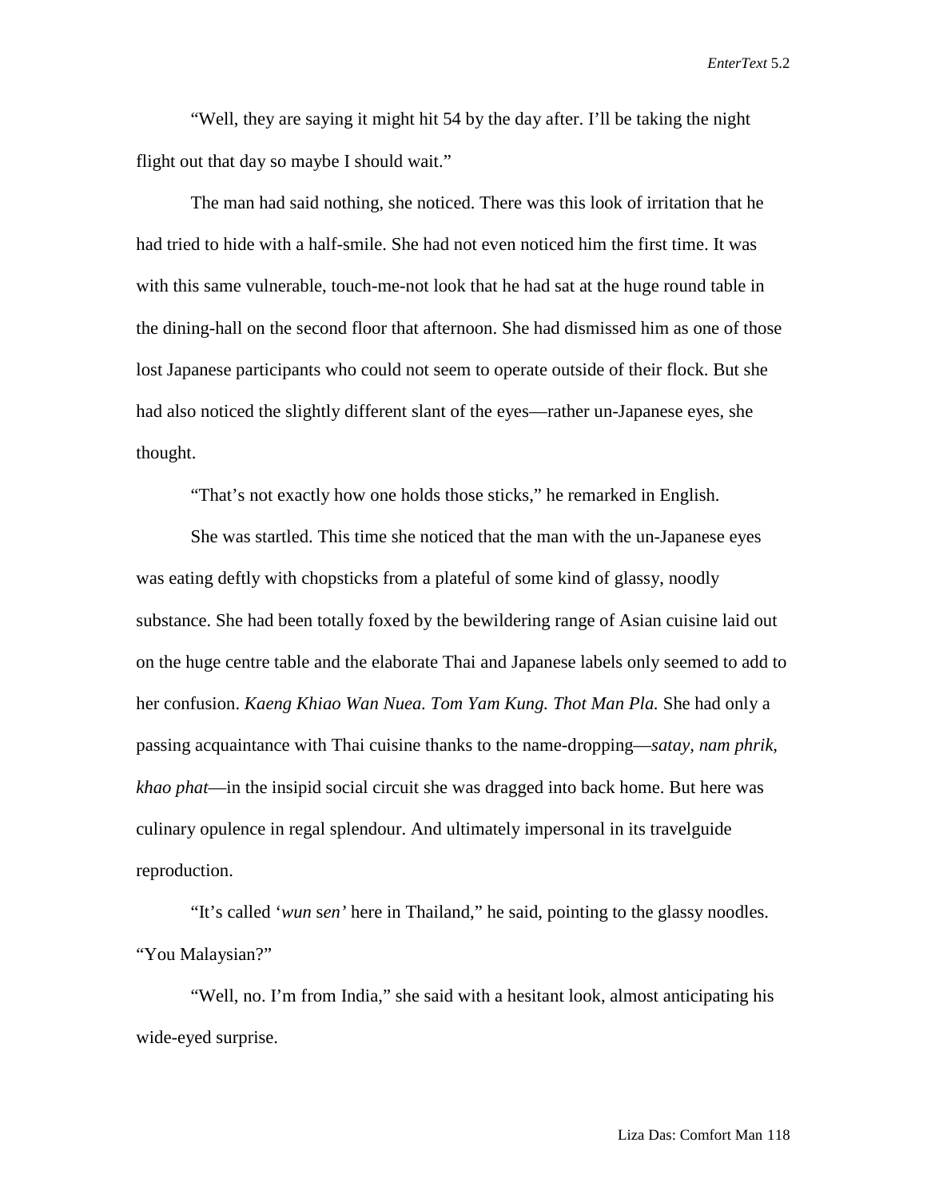"Well, they are saying it might hit 54 by the day after. I'll be taking the night flight out that day so maybe I should wait."

The man had said nothing, she noticed. There was this look of irritation that he had tried to hide with a half-smile. She had not even noticed him the first time. It was with this same vulnerable, touch-me-not look that he had sat at the huge round table in the dining-hall on the second floor that afternoon. She had dismissed him as one of those lost Japanese participants who could not seem to operate outside of their flock. But she had also noticed the slightly different slant of the eyes—rather un-Japanese eyes, she thought.

"That's not exactly how one holds those sticks," he remarked in English.

She was startled. This time she noticed that the man with the un-Japanese eyes was eating deftly with chopsticks from a plateful of some kind of glassy, noodly substance. She had been totally foxed by the bewildering range of Asian cuisine laid out on the huge centre table and the elaborate Thai and Japanese labels only seemed to add to her confusion. *Kaeng Khiao Wan Nuea. Tom Yam Kung. Thot Man Pla.* She had only a passing acquaintance with Thai cuisine thanks to the name-dropping—*satay, nam phrik, khao phat*—in the insipid social circuit she was dragged into back home. But here was culinary opulence in regal splendour. And ultimately impersonal in its travelguide reproduction.

"It's called '*wun sen'* here in Thailand," he said, pointing to the glassy noodles. "You Malaysian?"

"Well, no. I'm from India," she said with a hesitant look, almost anticipating his wide-eyed surprise.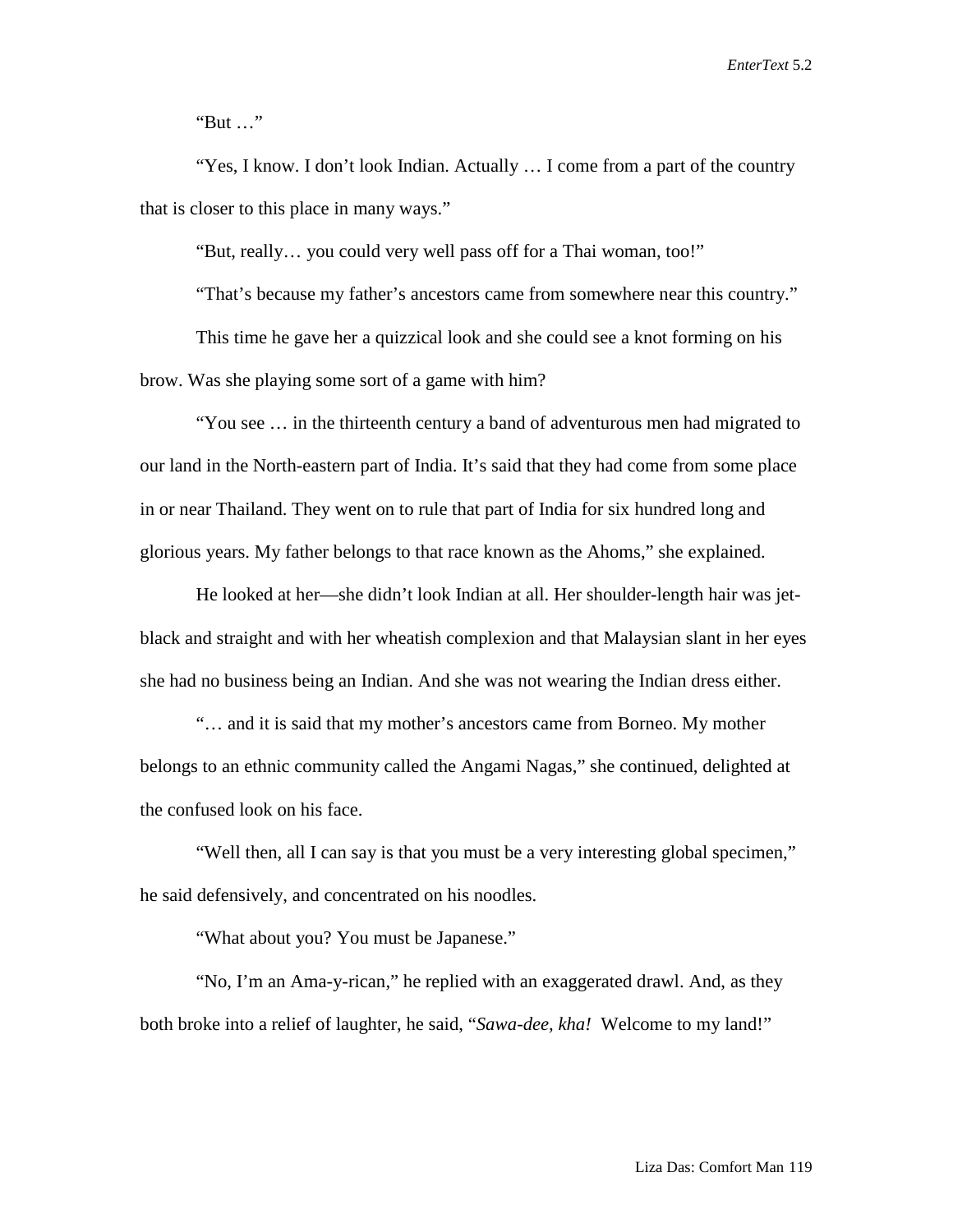"But …"

"Yes, I know. I don't look Indian. Actually … I come from a part of the country that is closer to this place in many ways."

"But, really… you could very well pass off for a Thai woman, too!"

"That's because my father's ancestors came from somewhere near this country."

This time he gave her a quizzical look and she could see a knot forming on his brow. Was she playing some sort of a game with him?

"You see … in the thirteenth century a band of adventurous men had migrated to our land in the North-eastern part of India. It's said that they had come from some place in or near Thailand. They went on to rule that part of India for six hundred long and glorious years. My father belongs to that race known as the Ahoms," she explained.

He looked at her—she didn't look Indian at all. Her shoulder-length hair was jet-black and straight and with her wheatish complexion and that Malaysian slant in her eyes she had no business being an Indian. And she was not wearing the Indian dress either.

"… and it is said that my mother's ancestors came from Borneo. My mother belongs to an ethnic community called the Angami Nagas," she continued, delighted at the confused look on his face.

"Well then, all I can say is that you must be a very interesting global specimen," he said defensively, and concentrated on his noodles.

"What about you? You must be Japanese."

"No, I'm an Ama-y-rican," he replied with an exaggerated drawl. And, as they both broke into a relief of laughter, he said, "*Sawa-dee, kha!* Welcome to my land!"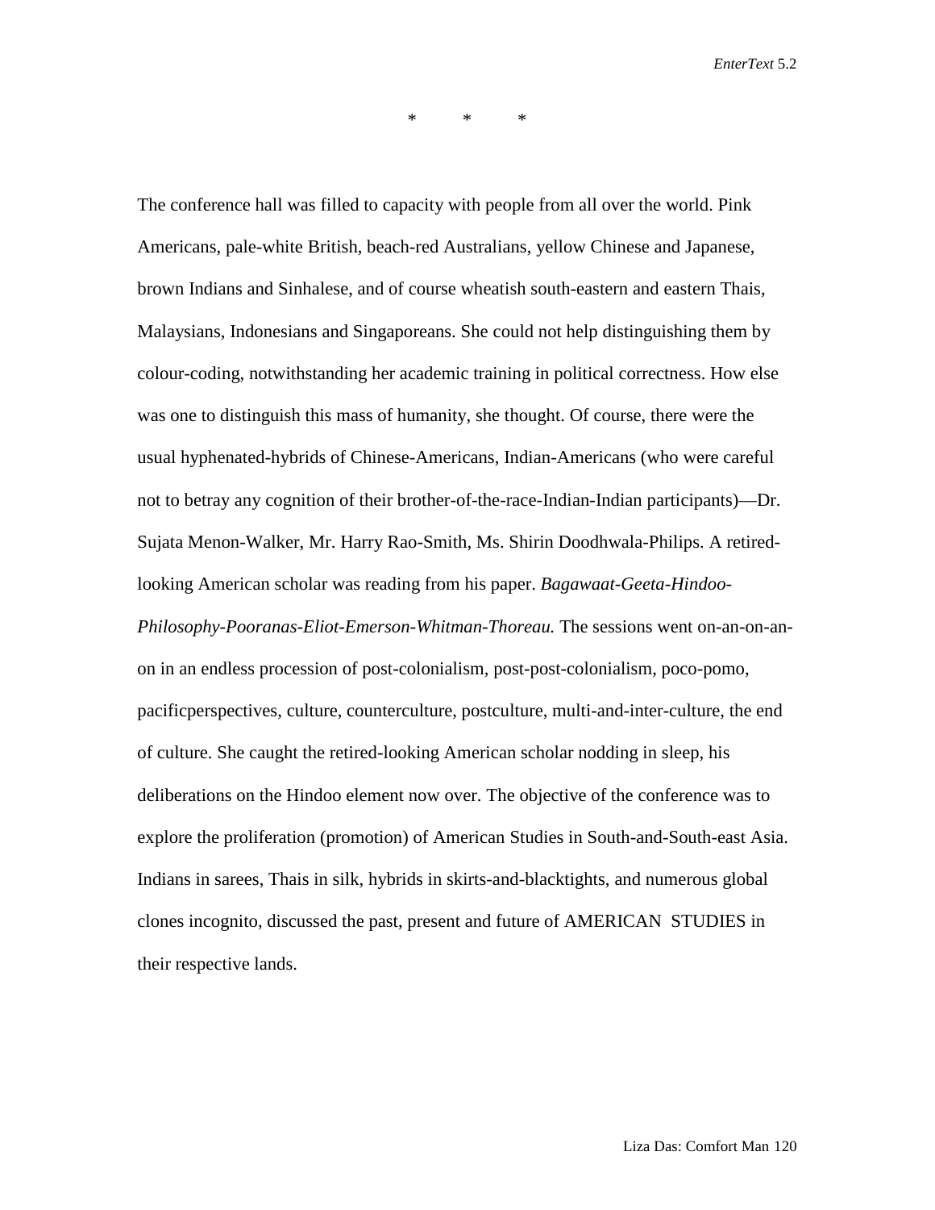\*          \*          \*

The conference hall was filled to capacity with people from all over the world. Pink Americans, pale-white British, beach-red Australians, yellow Chinese and Japanese, brown Indians and Sinhalese, and of course wheatish south-eastern and eastern Thais, Malaysians, Indonesians and Singaporeans. She could not help distinguishing them by colour-coding, notwithstanding her academic training in political correctness. How else was one to distinguish this mass of humanity, she thought. Of course, there were the usual hyphenated-hybrids of Chinese-Americans, Indian-Americans (who were careful not to betray any cognition of their brother-of-the-race-Indian-Indian participants)—Dr. Sujata Menon-Walker, Mr. Harry Rao-Smith, Ms. Shirin Doodhwala-Philips. A retired-looking American scholar was reading from his paper. *Bagawaat-Geeta-Hindoo-Philosophy-Pooranas-Eliot-Emerson-Whitman-Thoreau.* The sessions went on-an-on-an-on in an endless procession of post-colonialism, post-post-colonialism, poco-pomo, pacificperspectives, culture, counterculture, postculture, multi-and-inter-culture, the end of culture. She caught the retired-looking American scholar nodding in sleep, his deliberations on the Hindoo element now over. The objective of the conference was to explore the proliferation (promotion) of American Studies in South-and-South-east Asia. Indians in sarees, Thais in silk, hybrids in skirts-and-blacktights, and numerous global clones incognito, discussed the past, present and future of AMERICAN STUDIES in their respective lands.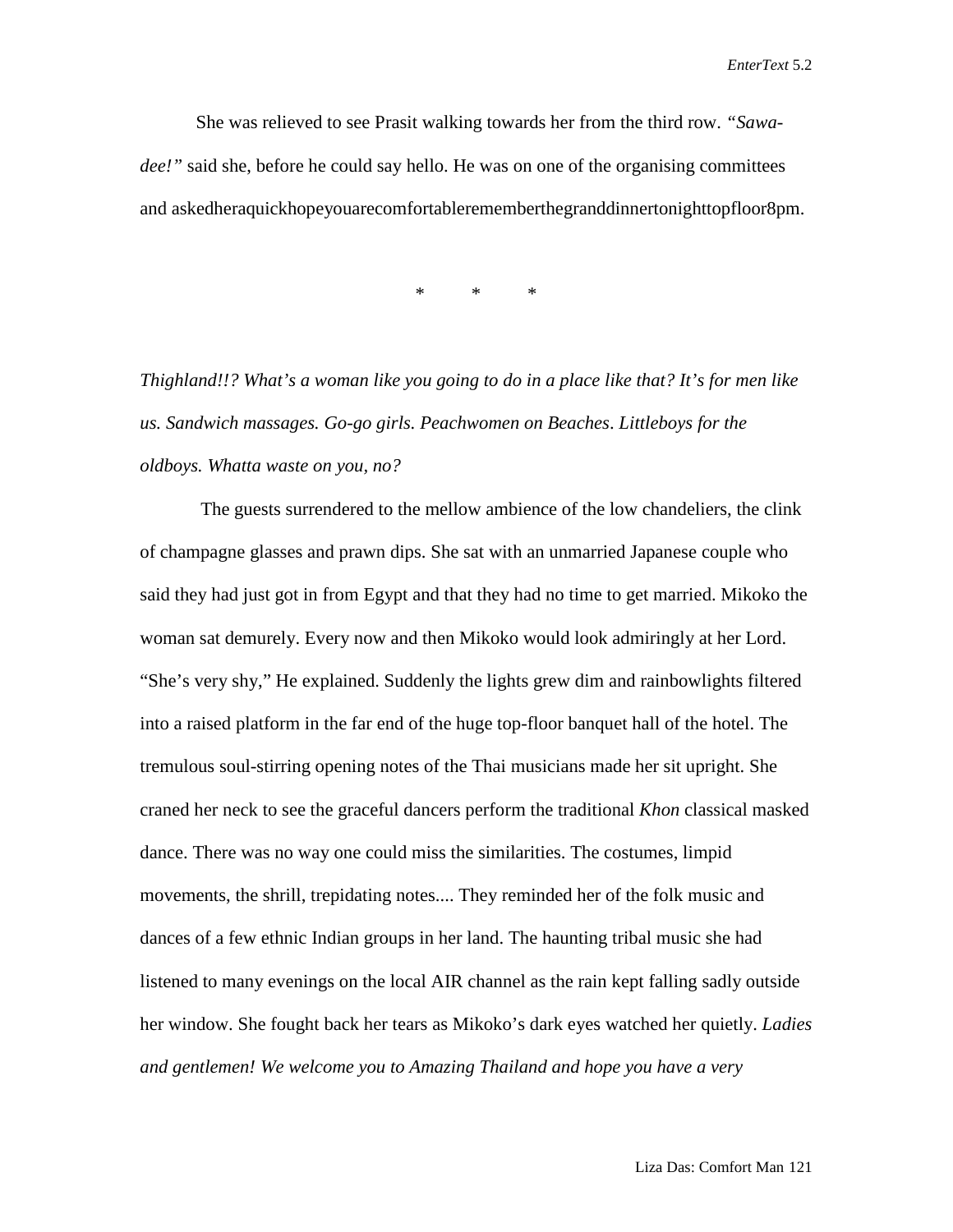She was relieved to see Prasit walking towards her from the third row. *"Sawa-dee!"* said she, before he could say hello. He was on one of the organising committees and askedheraquickhopeyouarecomfortablerememberthegranddinnertonighttopfloor8pm.

\*          \*          \*

*Thighland!!? What's a woman like you going to do in a place like that? It's for men like us. Sandwich massages. Go-go girls. Peachwomen on Beaches. Littleboys for the oldboys. Whatta waste on you, no?*

The guests surrendered to the mellow ambience of the low chandeliers, the clink of champagne glasses and prawn dips. She sat with an unmarried Japanese couple who said they had just got in from Egypt and that they had no time to get married. Mikoko the woman sat demurely. Every now and then Mikoko would look admiringly at her Lord. "She's very shy," He explained. Suddenly the lights grew dim and rainbowlights filtered into a raised platform in the far end of the huge top-floor banquet hall of the hotel. The tremulous soul-stirring opening notes of the Thai musicians made her sit upright. She craned her neck to see the graceful dancers perform the traditional *Khon* classical masked dance. There was no way one could miss the similarities. The costumes, limpid movements, the shrill, trepidating notes.... They reminded her of the folk music and dances of a few ethnic Indian groups in her land. The haunting tribal music she had listened to many evenings on the local AIR channel as the rain kept falling sadly outside her window. She fought back her tears as Mikoko's dark eyes watched her quietly. *Ladies and gentlemen! We welcome you to Amazing Thailand and hope you have a very*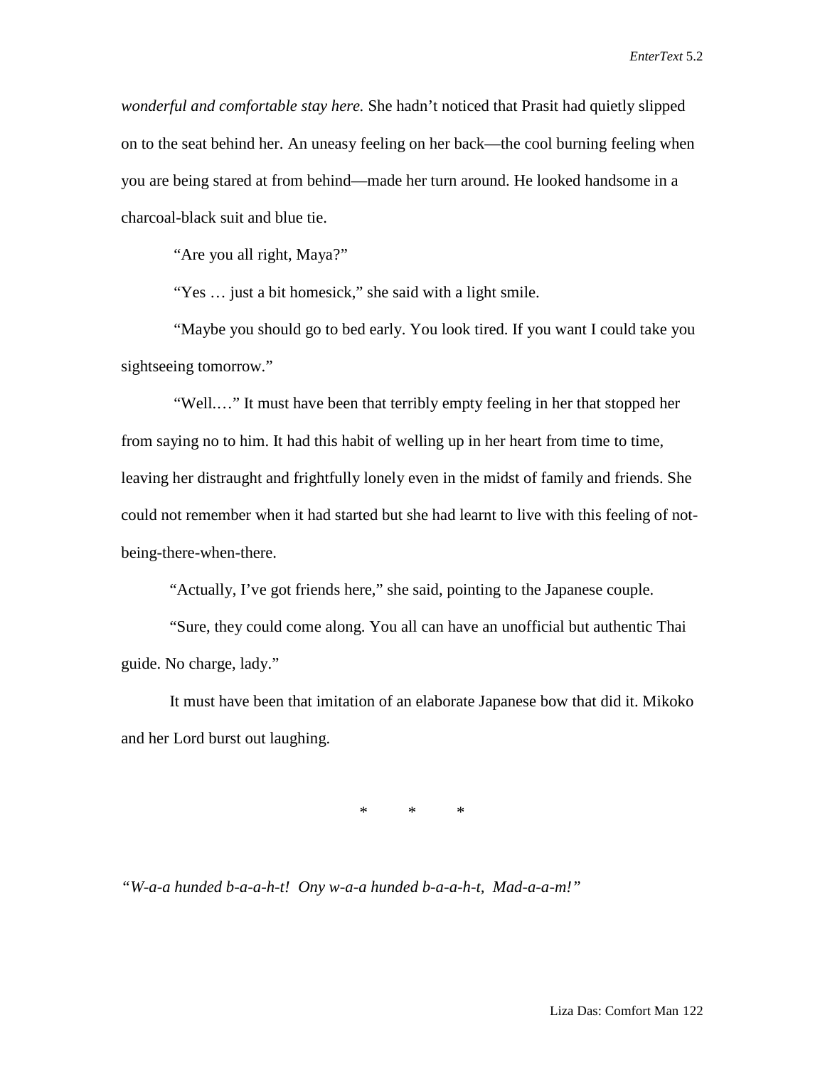*wonderful and comfortable stay here.* She hadn't noticed that Prasit had quietly slipped on to the seat behind her. An uneasy feeling on her back—the cool burning feeling when you are being stared at from behind—made her turn around. He looked handsome in a charcoal-black suit and blue tie.

"Are you all right, Maya?"

"Yes … just a bit homesick," she said with a light smile.

"Maybe you should go to bed early. You look tired. If you want I could take you sightseeing tomorrow."

"Well.…" It must have been that terribly empty feeling in her that stopped her from saying no to him. It had this habit of welling up in her heart from time to time, leaving her distraught and frightfully lonely even in the midst of family and friends. She could not remember when it had started but she had learnt to live with this feeling of not-being-there-when-there.

"Actually, I've got friends here," she said, pointing to the Japanese couple.

"Sure, they could come along. You all can have an unofficial but authentic Thai guide. No charge, lady."

It must have been that imitation of an elaborate Japanese bow that did it. Mikoko and her Lord burst out laughing.

\* \* \*

*"W-a-a hunded b-a-a-h-t! Ony w-a-a hunded b-a-a-h-t, Mad-a-a-m!"*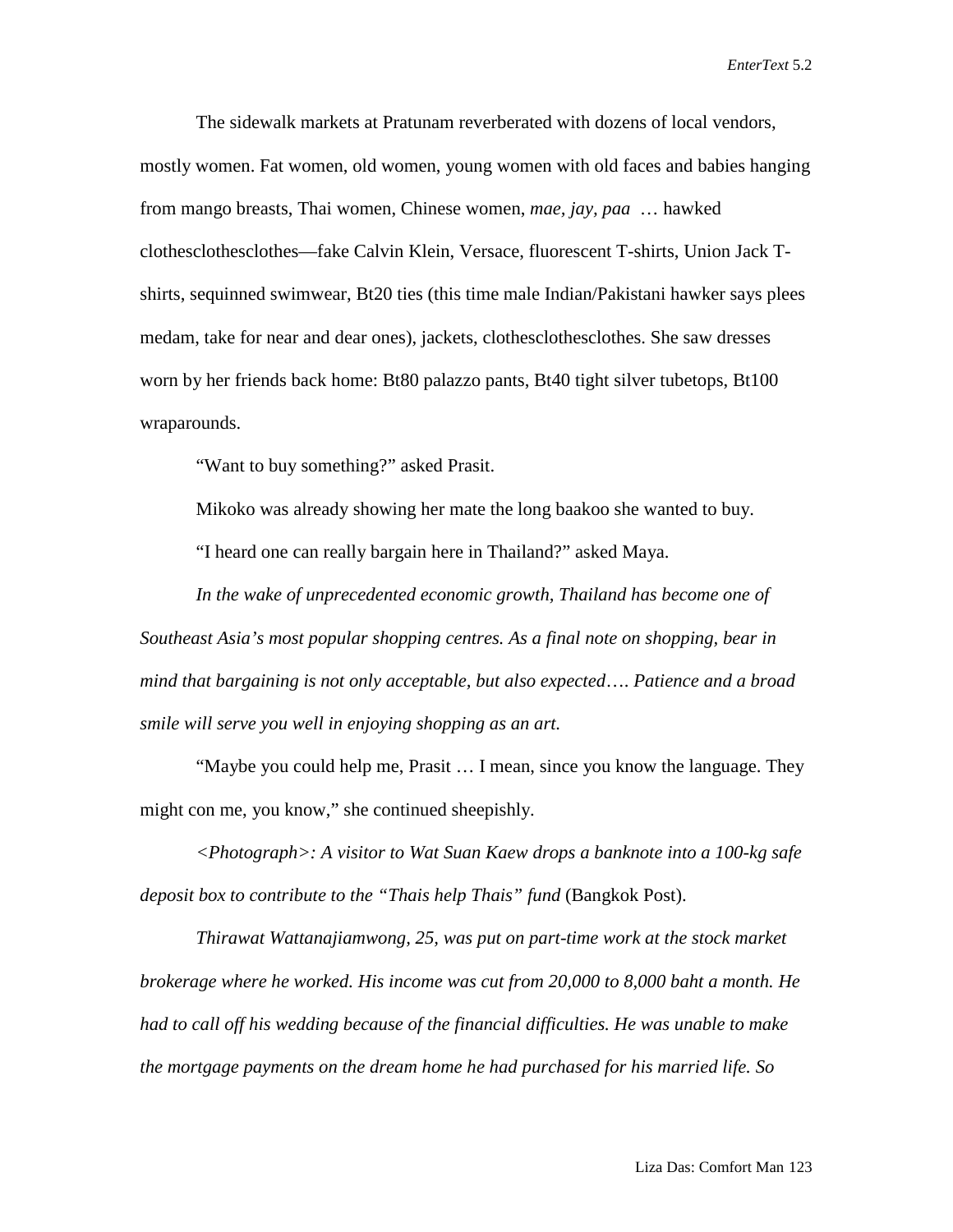The sidewalk markets at Pratunam reverberated with dozens of local vendors, mostly women. Fat women, old women, young women with old faces and babies hanging from mango breasts, Thai women, Chinese women, *mae, jay, paa* … hawked clothesclothesclothes—fake Calvin Klein, Versace, fluorescent T-shirts, Union Jack T-shirts, sequinned swimwear, Bt20 ties (this time male Indian/Pakistani hawker says plees medam, take for near and dear ones), jackets, clothesclothesclothes. She saw dresses worn by her friends back home: Bt80 palazzo pants, Bt40 tight silver tubetops, Bt100 wraparounds.

"Want to buy something?" asked Prasit.

Mikoko was already showing her mate the long baakoo she wanted to buy.

"I heard one can really bargain here in Thailand?" asked Maya.

*In the wake of unprecedented economic growth, Thailand has become one of Southeast Asia's most popular shopping centres. As a final note on shopping, bear in mind that bargaining is not only acceptable, but also expected…. Patience and a broad smile will serve you well in enjoying shopping as an art.*

"Maybe you could help me, Prasit … I mean, since you know the language. They might con me, you know," she continued sheepishly.

*<Photograph>: A visitor to Wat Suan Kaew drops a banknote into a 100-kg safe deposit box to contribute to the "Thais help Thais" fund* (Bangkok Post).

*Thirawat Wattanajiamwong, 25, was put on part-time work at the stock market brokerage where he worked. His income was cut from 20,000 to 8,000 baht a month. He had to call off his wedding because of the financial difficulties. He was unable to make the mortgage payments on the dream home he had purchased for his married life. So*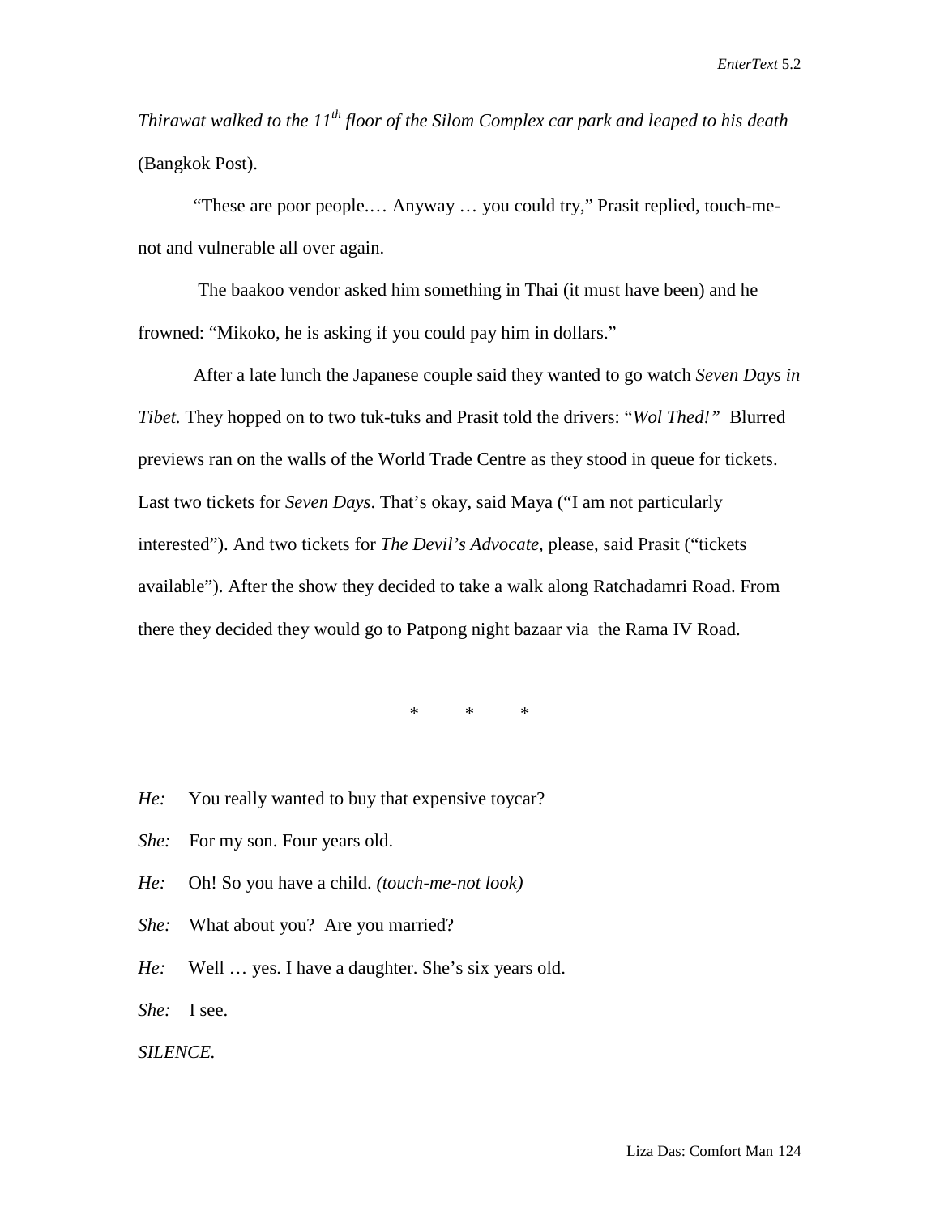*Thirawat walked to the 11th floor of the Silom Complex car park and leaped to his death* (Bangkok Post).

"These are poor people.… Anyway … you could try," Prasit replied, touch-me-not and vulnerable all over again.

The baakoo vendor asked him something in Thai (it must have been) and he frowned: "Mikoko, he is asking if you could pay him in dollars."

After a late lunch the Japanese couple said they wanted to go watch *Seven Days in Tibet.* They hopped on to two tuk-tuks and Prasit told the drivers: "*Wol Thed!"* Blurred previews ran on the walls of the World Trade Centre as they stood in queue for tickets. Last two tickets for *Seven Days*. That's okay, said Maya ("I am not particularly interested"). And two tickets for *The Devil's Advocate,* please, said Prasit ("tickets available"). After the show they decided to take a walk along Ratchadamri Road. From there they decided they would go to Patpong night bazaar via the Rama IV Road.

\* \* \*

*He:* You really wanted to buy that expensive toycar?

*She:* For my son. Four years old.

*He:* Oh! So you have a child. *(touch-me-not look)*

*She:* What about you? Are you married?

*He:* Well … yes. I have a daughter. She's six years old.

*She:* I see.

*SILENCE.*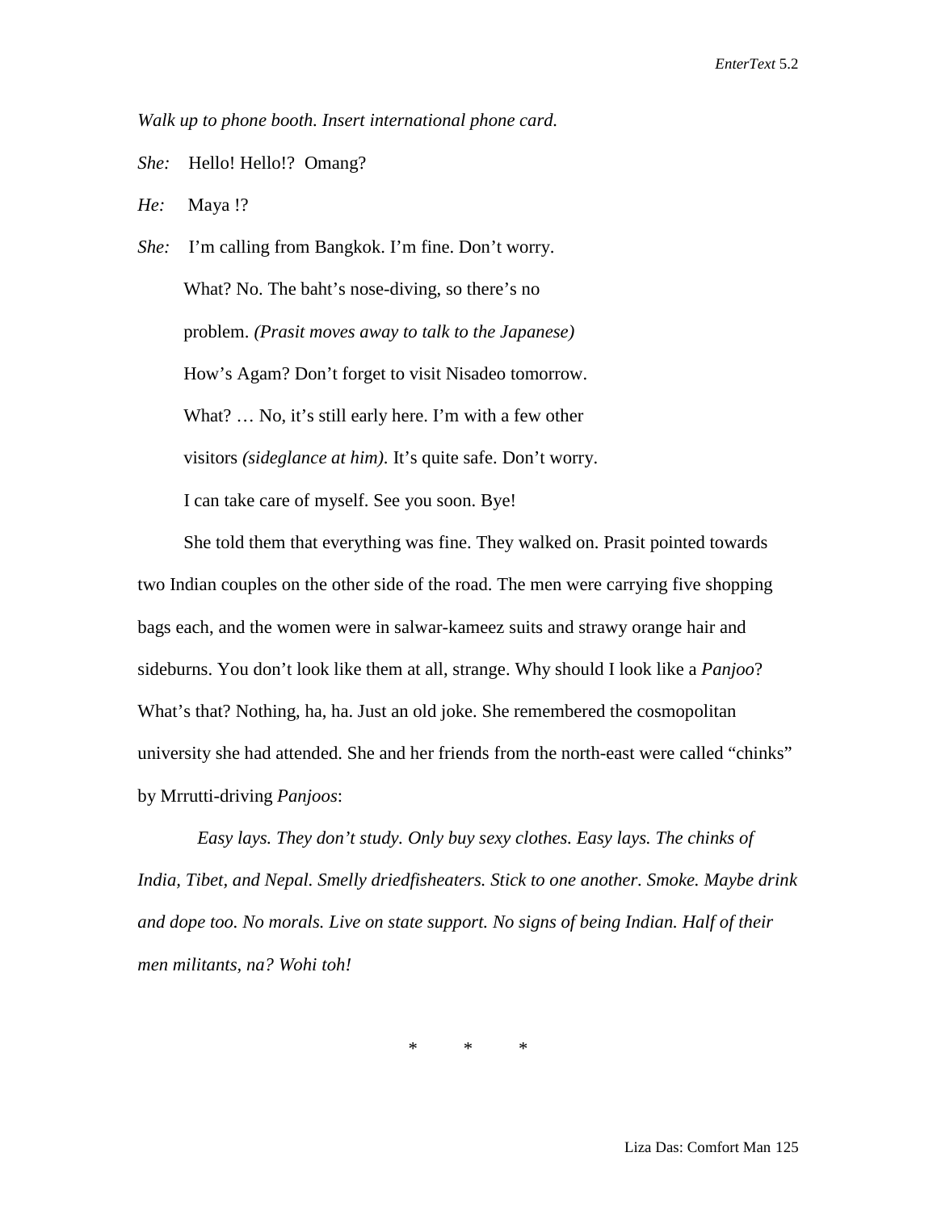*Walk up to phone booth. Insert international phone card.*

*She:* Hello! Hello!? Omang?

*He:* Maya !?

*She:* I'm calling from Bangkok. I'm fine. Don't worry.

What? No. The baht's nose-diving, so there's no

problem. *(Prasit moves away to talk to the Japanese)*

How's Agam? Don't forget to visit Nisadeo tomorrow.

What? … No, it's still early here. I'm with a few other

visitors *(sideglance at him).* It's quite safe. Don't worry.

I can take care of myself. See you soon. Bye!

She told them that everything was fine. They walked on. Prasit pointed towards two Indian couples on the other side of the road. The men were carrying five shopping bags each, and the women were in salwar-kameez suits and strawy orange hair and sideburns. You don't look like them at all, strange. Why should I look like a *Panjoo*? What's that? Nothing, ha, ha. Just an old joke. She remembered the cosmopolitan university she had attended. She and her friends from the north-east were called "chinks" by Mrrutti-driving *Panjoos*:

*Easy lays. They don't study. Only buy sexy clothes. Easy lays. The chinks of India, Tibet, and Nepal. Smelly driedfisheaters. Stick to one another. Smoke. Maybe drink and dope too. No morals. Live on state support. No signs of being Indian. Half of their men militants, na? Wohi toh!*

\* \* \*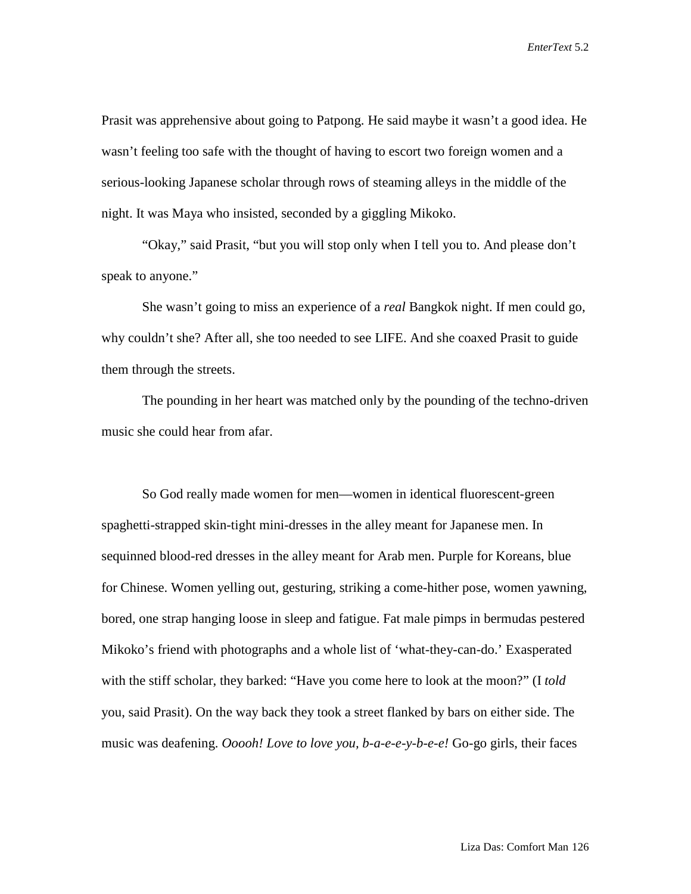Prasit was apprehensive about going to Patpong. He said maybe it wasn't a good idea. He wasn't feeling too safe with the thought of having to escort two foreign women and a serious-looking Japanese scholar through rows of steaming alleys in the middle of the night. It was Maya who insisted, seconded by a giggling Mikoko.

"Okay," said Prasit, "but you will stop only when I tell you to. And please don't speak to anyone."

She wasn't going to miss an experience of a *real* Bangkok night. If men could go, why couldn't she? After all, she too needed to see LIFE. And she coaxed Prasit to guide them through the streets.

The pounding in her heart was matched only by the pounding of the techno-driven music she could hear from afar.

So God really made women for men—women in identical fluorescent-green spaghetti-strapped skin-tight mini-dresses in the alley meant for Japanese men. In sequinned blood-red dresses in the alley meant for Arab men. Purple for Koreans, blue for Chinese. Women yelling out, gesturing, striking a come-hither pose, women yawning, bored, one strap hanging loose in sleep and fatigue. Fat male pimps in bermudas pestered Mikoko's friend with photographs and a whole list of 'what-they-can-do.' Exasperated with the stiff scholar, they barked: "Have you come here to look at the moon?" (I *told* you, said Prasit). On the way back they took a street flanked by bars on either side. The music was deafening. *Ooooh! Love to love you, b-a-e-e-y-b-e-e!* Go-go girls, their faces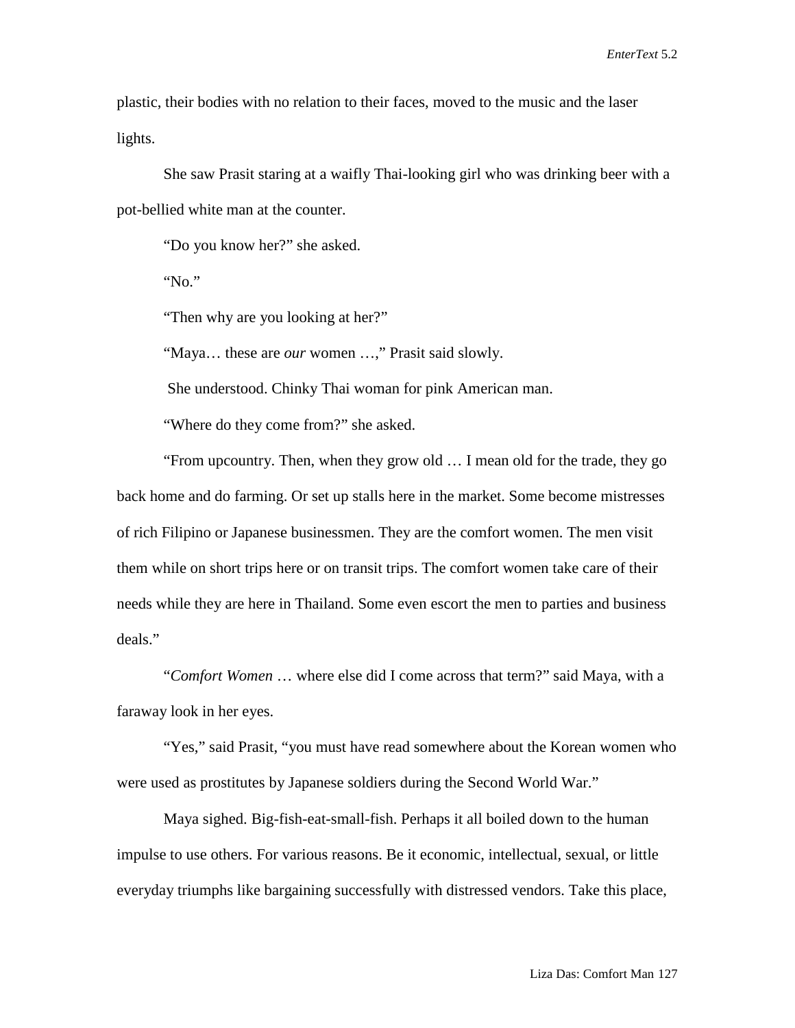plastic, their bodies with no relation to their faces, moved to the music and the laser lights.

She saw Prasit staring at a waifly Thai-looking girl who was drinking beer with a pot-bellied white man at the counter.

"Do you know her?" she asked.

"No."

"Then why are you looking at her?"

"Maya… these are *our* women …," Prasit said slowly.

She understood. Chinky Thai woman for pink American man.

"Where do they come from?" she asked.

"From upcountry. Then, when they grow old … I mean old for the trade, they go back home and do farming. Or set up stalls here in the market. Some become mistresses of rich Filipino or Japanese businessmen. They are the comfort women. The men visit them while on short trips here or on transit trips. The comfort women take care of their needs while they are here in Thailand. Some even escort the men to parties and business deals."

"*Comfort Women* … where else did I come across that term?" said Maya, with a faraway look in her eyes.

"Yes," said Prasit, "you must have read somewhere about the Korean women who were used as prostitutes by Japanese soldiers during the Second World War."

Maya sighed. Big-fish-eat-small-fish. Perhaps it all boiled down to the human impulse to use others. For various reasons. Be it economic, intellectual, sexual, or little everyday triumphs like bargaining successfully with distressed vendors. Take this place,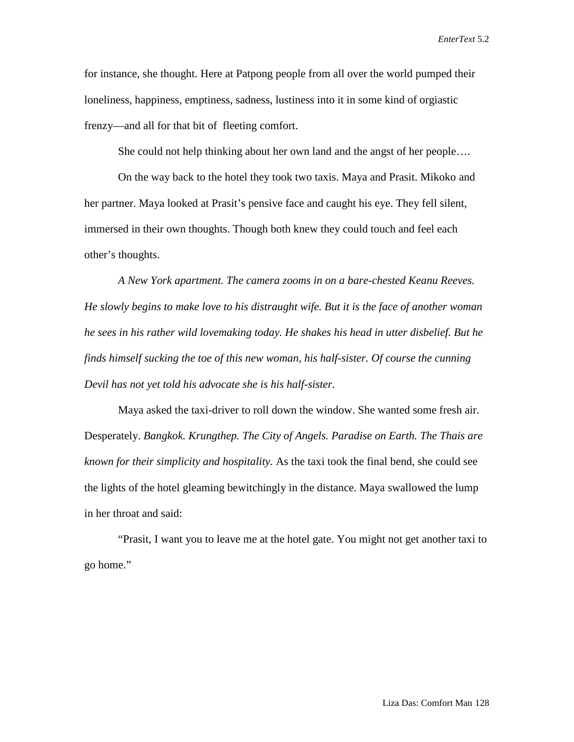for instance, she thought. Here at Patpong people from all over the world pumped their loneliness, happiness, emptiness, sadness, lustiness into it in some kind of orgiastic frenzy—and all for that bit of fleeting comfort.

She could not help thinking about her own land and the angst of her people….

On the way back to the hotel they took two taxis. Maya and Prasit. Mikoko and her partner. Maya looked at Prasit's pensive face and caught his eye. They fell silent, immersed in their own thoughts. Though both knew they could touch and feel each other's thoughts.

*A New York apartment. The camera zooms in on a bare-chested Keanu Reeves. He slowly begins to make love to his distraught wife. But it is the face of another woman he sees in his rather wild lovemaking today. He shakes his head in utter disbelief. But he finds himself sucking the toe of this new woman, his half-sister. Of course the cunning Devil has not yet told his advocate she is his half-sister.*

Maya asked the taxi-driver to roll down the window. She wanted some fresh air. Desperately. *Bangkok. Krungthep. The City of Angels. Paradise on Earth. The Thais are known for their simplicity and hospitality.* As the taxi took the final bend, she could see the lights of the hotel gleaming bewitchingly in the distance. Maya swallowed the lump in her throat and said:

"Prasit, I want you to leave me at the hotel gate. You might not get another taxi to go home."